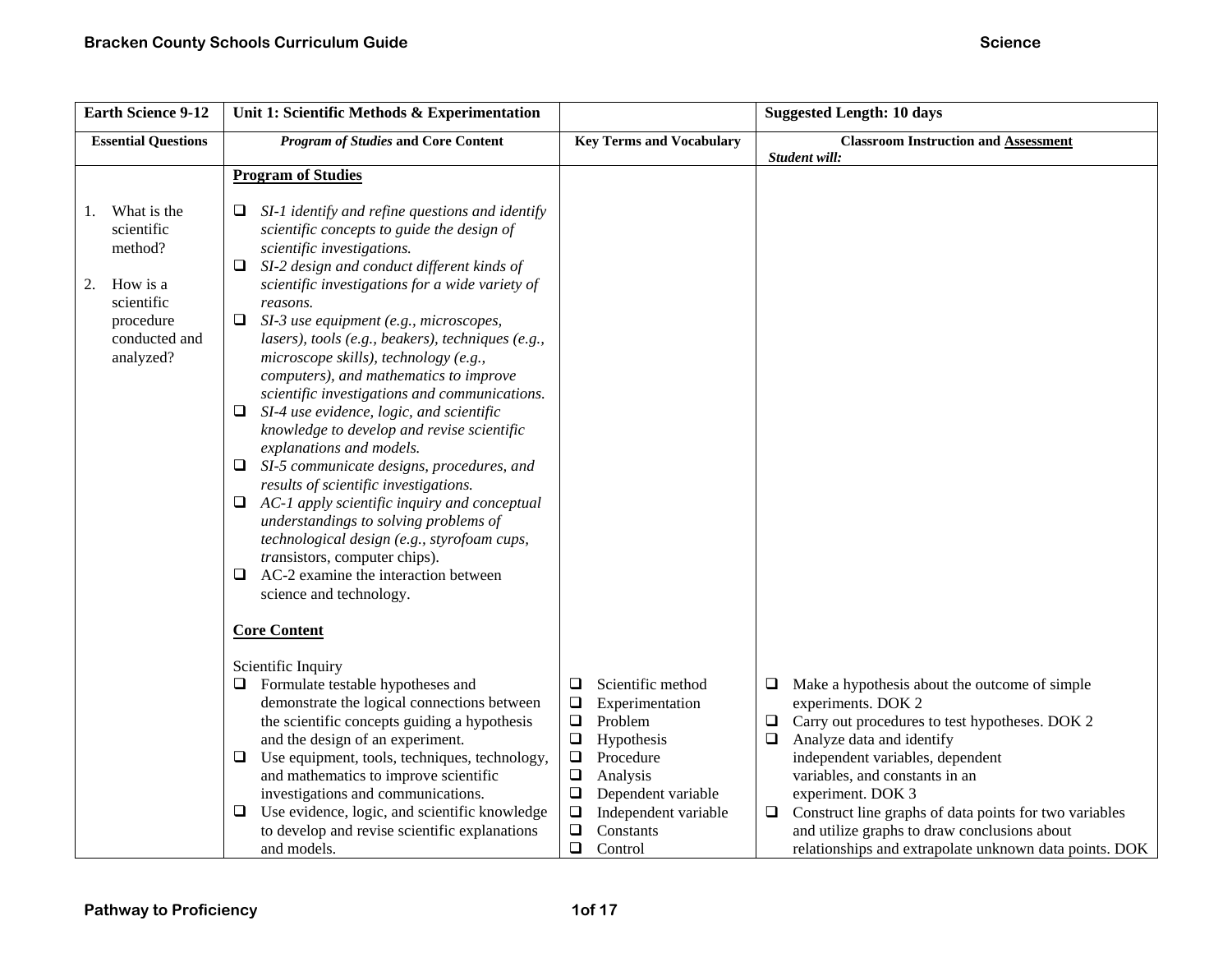| Earth Science 9-12 | Unit 1: Scientific Methods & Experimentation | | Suggested Length: 10 days |
|---|---|---|---|
| **Essential Questions** | ***Program of Studies* and Core Content** | **Key Terms and Vocabulary** | **Classroom Instruction and Assessment**<br>***Student will:*** |
| 1. What is the scientific method?<br><br>2. How is a scientific procedure conducted and analyzed? | **Program of Studies**<br><br>❑ *SI-1 identify and refine questions and identify scientific concepts to guide the design of scientific investigations.*<br>❑ *SI-2 design and conduct different kinds of scientific investigations for a wide variety of reasons.*<br>❑ *SI-3 use equipment (e.g., microscopes, lasers), tools (e.g., beakers), techniques (e.g., microscope skills), technology (e.g., computers), and mathematics to improve scientific investigations and communications.*<br>❑ *SI-4 use evidence, logic, and scientific knowledge to develop and revise scientific explanations and models.*<br>❑ *SI-5 communicate designs, procedures, and results of scientific investigations.*<br>❑ *AC-1 apply scientific inquiry and conceptual understandings to solving problems of technological design (e.g., styrofoam cups, tra*nsistors, computer chips).<br>❑ AC-2 examine the interaction between science and technology.<br><br>**Core Content**<br><br>Scientific Inquiry<br>❑ Formulate testable hypotheses and demonstrate the logical connections between the scientific concepts guiding a hypothesis and the design of an experiment.<br>❑ Use equipment, tools, techniques, technology, and mathematics to improve scientific investigations and communications.<br>❑ Use evidence, logic, and scientific knowledge to develop and revise scientific explanations and models. | ❑ Scientific method<br>❑ Experimentation<br>❑ Problem<br>❑ Hypothesis<br>❑ Procedure<br>❑ Analysis<br>❑ Dependent variable<br>❑ Independent variable<br>❑ Constants<br>❑ Control | ❑ Make a hypothesis about the outcome of simple experiments. DOK 2<br>❑ Carry out procedures to test hypotheses. DOK 2<br>❑ Analyze data and identify independent variables, dependent variables, and constants in an experiment. DOK 3<br>❑ Construct line graphs of data points for two variables and utilize graphs to draw conclusions about relationships and extrapolate unknown data points. DOK |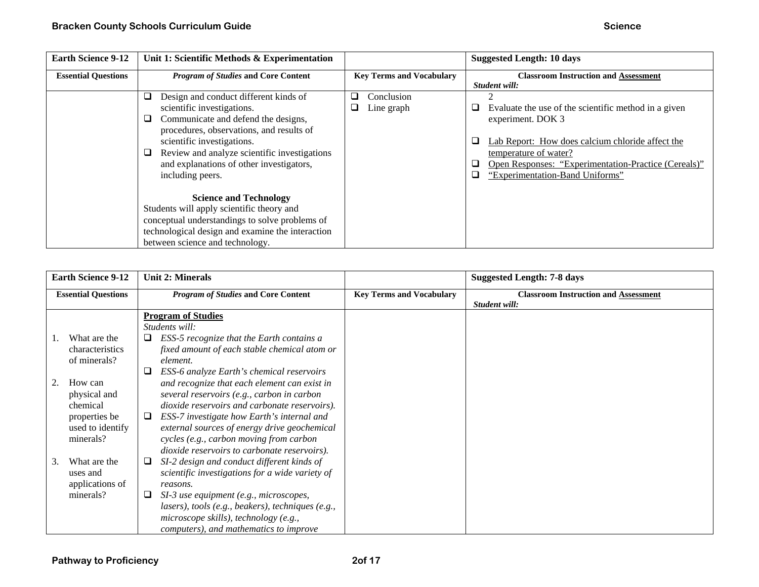| Earth Science 9-12 | Unit 1: Scientific Methods & Experimentation | | Suggested Length: 10 days |
|---|---|---|---|
| **Essential Questions** | ***Program of Studies* and Core Content** | **Key Terms and Vocabulary** | **Classroom Instruction and Assessment** *Student will:* |
| | ❑ Design and conduct different kinds of scientific investigations.<br>❑ Communicate and defend the designs, procedures, observations, and results of scientific investigations.<br>❑ Review and analyze scientific investigations and explanations of other investigators, including peers.<br><br>**Science and Technology**<br>Students will apply scientific theory and conceptual understandings to solve problems of technological design and examine the interaction between science and technology. | ❑ Conclusion<br>❑ Line graph | 2<br>❑ Evaluate the use of the scientific method in a given experiment. DOK 3<br><br>❑ Lab Report: How does calcium chloride affect the temperature of water?<br>❑ Open Responses: "Experimentation-Practice (Cereals)"<br>❑ "Experimentation-Band Uniforms" |

| Earth Science 9-12 | Unit 2: Minerals | | Suggested Length: 7-8 days |
|---|---|---|---|
| **Essential Questions** | ***Program of Studies* and Core Content** | **Key Terms and Vocabulary** | **Classroom Instruction and Assessment** *Student will:* |
| 1. What are the characteristics of minerals?<br><br>2. How can physical and chemical properties be used to identify minerals?<br><br>3. What are the uses and applications of minerals? | **Program of Studies**<br>*Students will:*<br>❑ *ESS-5 recognize that the Earth contains a fixed amount of each stable chemical atom or element.*<br>❑ *ESS-6 analyze Earth's chemical reservoirs and recognize that each element can exist in several reservoirs (e.g., carbon in carbon dioxide reservoirs and carbonate reservoirs).*<br>❑ *ESS-7 investigate how Earth's internal and external sources of energy drive geochemical cycles (e.g., carbon moving from carbon dioxide reservoirs to carbonate reservoirs).*<br>❑ *SI-2 design and conduct different kinds of scientific investigations for a wide variety of reasons.*<br>❑ *SI-3 use equipment (e.g., microscopes, lasers), tools (e.g., beakers), techniques (e.g., microscope skills), technology (e.g., computers), and mathematics to improve* | | |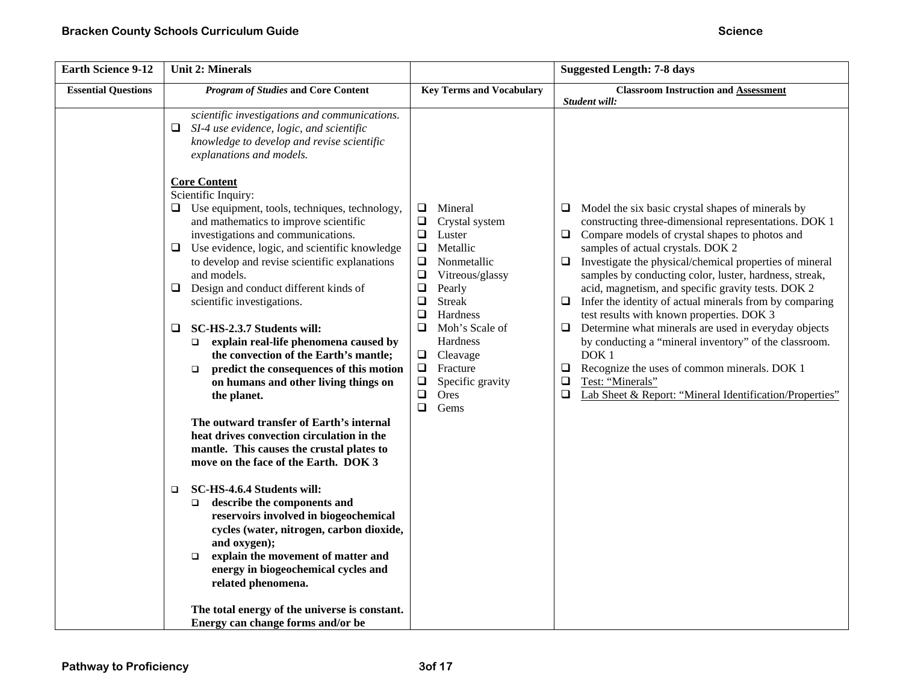| Earth Science 9-12 | Unit 2: Minerals | | Suggested Length: 7-8 days |
|---|---|---|---|
| **Essential Questions** | ***Program of Studies* and Core Content** | **Key Terms and Vocabulary** | **Classroom Instruction and Assessment**<br>***Student will:*** |
| | *scientific investigations and communications.*<br>❑ *SI-4 use evidence, logic, and scientific knowledge to develop and revise scientific explanations and models.*<br><br>**Core Content**<br>Scientific Inquiry:<br>❑ Use equipment, tools, techniques, technology, and mathematics to improve scientific investigations and communications.<br>❑ Use evidence, logic, and scientific knowledge to develop and revise scientific explanations and models.<br>❑ Design and conduct different kinds of scientific investigations.<br><br>❑ **SC-HS-2.3.7 Students will:**<br>❑ **explain real-life phenomena caused by the convection of the Earth's mantle;**<br>❑ **predict the consequences of this motion on humans and other living things on the planet.**<br><br>**The outward transfer of Earth's internal heat drives convection circulation in the mantle. This causes the crustal plates to move on the face of the Earth. DOK 3**<br><br>❑ **SC-HS-4.6.4 Students will:**<br>❑ **describe the components and reservoirs involved in biogeochemical cycles (water, nitrogen, carbon dioxide, and oxygen);**<br>❑ **explain the movement of matter and energy in biogeochemical cycles and related phenomena.**<br><br>**The total energy of the universe is constant. Energy can change forms and/or be** | ❑ Mineral<br>❑ Crystal system<br>❑ Luster<br>❑ Metallic<br>❑ Nonmetallic<br>❑ Vitreous/glassy<br>❑ Pearly<br>❑ Streak<br>❑ Hardness<br>❑ Moh's Scale of Hardness<br>❑ Cleavage<br>❑ Fracture<br>❑ Specific gravity<br>❑ Ores<br>❑ Gems | ❑ Model the six basic crystal shapes of minerals by constructing three-dimensional representations. DOK 1<br>❑ Compare models of crystal shapes to photos and samples of actual crystals. DOK 2<br>❑ Investigate the physical/chemical properties of mineral samples by conducting color, luster, hardness, streak, acid, magnetism, and specific gravity tests. DOK 2<br>❑ Infer the identity of actual minerals from by comparing test results with known properties. DOK 3<br>❑ Determine what minerals are used in everyday objects by conducting a "mineral inventory" of the classroom. DOK 1<br>❑ Recognize the uses of common minerals. DOK 1<br>❑ <u>Test: "Minerals"</u><br>❑ <u>Lab Sheet & Report: "Mineral Identification/Properties"</u> |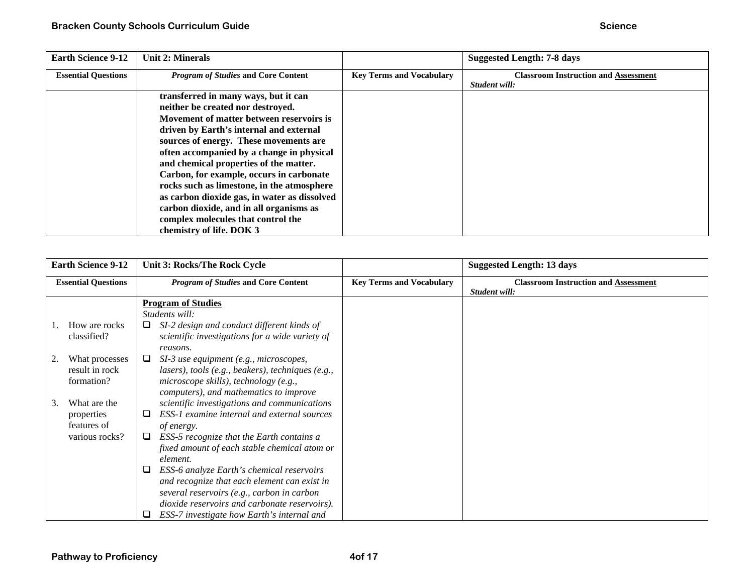| Earth Science 9-12 | Unit 2: Minerals | | Suggested Length: 7-8 days |
|---|---|---|---|
| **Essential Questions** | ***Program of Studies* and Core Content** | **Key Terms and Vocabulary** | **Classroom Instruction and Assessment** *Student will:* |
| | **transferred in many ways, but it can neither be created nor destroyed. Movement of matter between reservoirs is driven by Earth's internal and external sources of energy. These movements are often accompanied by a change in physical and chemical properties of the matter. Carbon, for example, occurs in carbonate rocks such as limestone, in the atmosphere as carbon dioxide gas, in water as dissolved carbon dioxide, and in all organisms as complex molecules that control the chemistry of life. DOK 3** | | |

| Earth Science 9-12 | Unit 3: Rocks/The Rock Cycle | | Suggested Length: 13 days |
|---|---|---|---|
| **Essential Questions** | ***Program of Studies* and Core Content** | **Key Terms and Vocabulary** | **Classroom Instruction and Assessment** *Student will:* |
| 1. How are rocks classified?<br><br>2. What processes result in rock formation?<br><br>3. What are the properties features of various rocks? | **Program of Studies**<br>*Students will:*<br>❑ *SI-2 design and conduct different kinds of scientific investigations for a wide variety of reasons.*<br>❑ *SI-3 use equipment (e.g., microscopes, lasers), tools (e.g., beakers), techniques (e.g., microscope skills), technology (e.g., computers), and mathematics to improve scientific investigations and communications*<br>❑ *ESS-1 examine internal and external sources of energy.*<br>❑ *ESS-5 recognize that the Earth contains a fixed amount of each stable chemical atom or element.*<br>❑ *ESS-6 analyze Earth's chemical reservoirs and recognize that each element can exist in several reservoirs (e.g., carbon in carbon dioxide reservoirs and carbonate reservoirs).*<br>❑ *ESS-7 investigate how Earth's internal and* | | |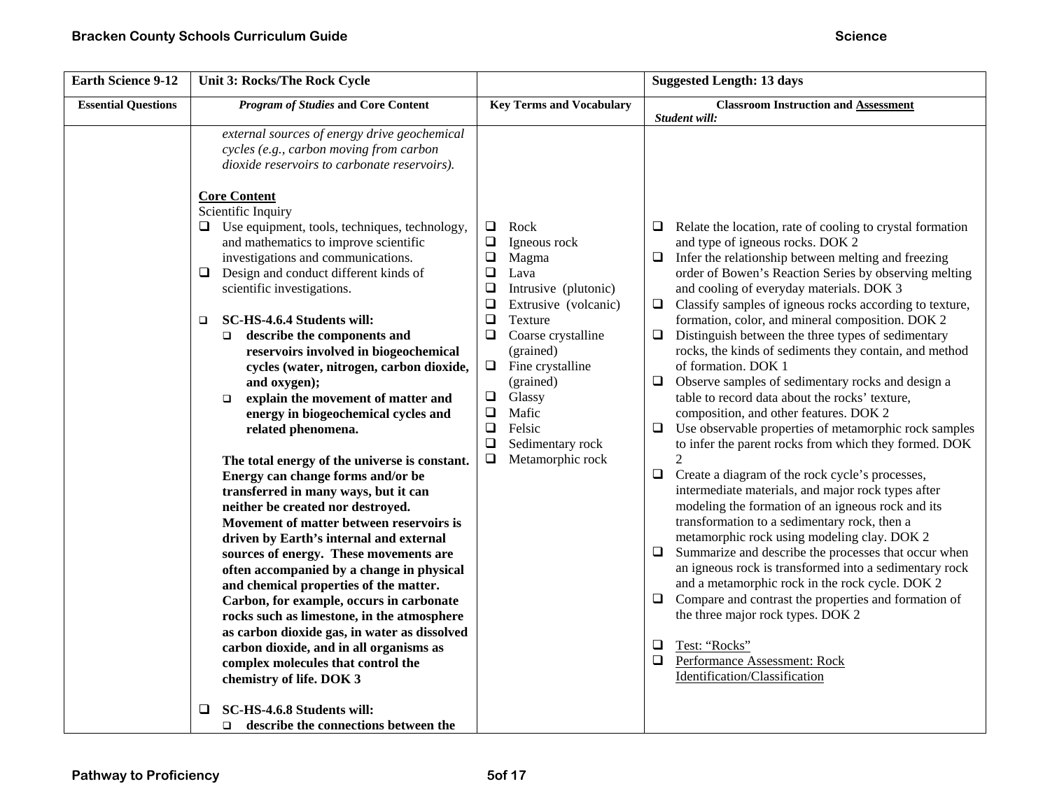| Earth Science 9-12 | Unit 3: Rocks/The Rock Cycle | | Suggested Length: 13 days |
|---|---|---|---|
| **Essential Questions** | ***Program of Studies* and Core Content** | **Key Terms and Vocabulary** | **Classroom Instruction and Assessment**<br>***Student will:*** |
| | *external sources of energy drive geochemical cycles (e.g., carbon moving from carbon dioxide reservoirs to carbonate reservoirs).*<br><br>**Core Content**<br>Scientific Inquiry<br>❑ Use equipment, tools, techniques, technology, and mathematics to improve scientific investigations and communications.<br>❑ Design and conduct different kinds of scientific investigations.<br><br>❑ **SC-HS-4.6.4 Students will:**<br>❑ **describe the components and reservoirs involved in biogeochemical cycles (water, nitrogen, carbon dioxide, and oxygen);**<br>❑ **explain the movement of matter and energy in biogeochemical cycles and related phenomena.**<br><br>**The total energy of the universe is constant. Energy can change forms and/or be transferred in many ways, but it can neither be created nor destroyed. Movement of matter between reservoirs is driven by Earth's internal and external sources of energy. These movements are often accompanied by a change in physical and chemical properties of the matter. Carbon, for example, occurs in carbonate rocks such as limestone, in the atmosphere as carbon dioxide gas, in water as dissolved carbon dioxide, and in all organisms as complex molecules that control the chemistry of life. DOK 3**<br><br>❑ **SC-HS-4.6.8 Students will:**<br>❑ **describe the connections between the** | ❑ Rock<br>❑ Igneous rock<br>❑ Magma<br>❑ Lava<br>❑ Intrusive (plutonic)<br>❑ Extrusive (volcanic)<br>❑ Texture<br>❑ Coarse crystalline (grained)<br>❑ Fine crystalline (grained)<br>❑ Glassy<br>❑ Mafic<br>❑ Felsic<br>❑ Sedimentary rock<br>❑ Metamorphic rock | ❑ Relate the location, rate of cooling to crystal formation and type of igneous rocks. DOK 2<br>❑ Infer the relationship between melting and freezing order of Bowen's Reaction Series by observing melting and cooling of everyday materials. DOK 3<br>❑ Classify samples of igneous rocks according to texture, formation, color, and mineral composition. DOK 2<br>❑ Distinguish between the three types of sedimentary rocks, the kinds of sediments they contain, and method of formation. DOK 1<br>❑ Observe samples of sedimentary rocks and design a table to record data about the rocks' texture, composition, and other features. DOK 2<br>❑ Use observable properties of metamorphic rock samples to infer the parent rocks from which they formed. DOK 2<br>❑ Create a diagram of the rock cycle's processes, intermediate materials, and major rock types after modeling the formation of an igneous rock and its transformation to a sedimentary rock, then a metamorphic rock using modeling clay. DOK 2<br>❑ Summarize and describe the processes that occur when an igneous rock is transformed into a sedimentary rock and a metamorphic rock in the rock cycle. DOK 2<br>❑ Compare and contrast the properties and formation of the three major rock types. DOK 2<br><br>❑ Test: "Rocks"<br>❑ Performance Assessment: Rock Identification/Classification |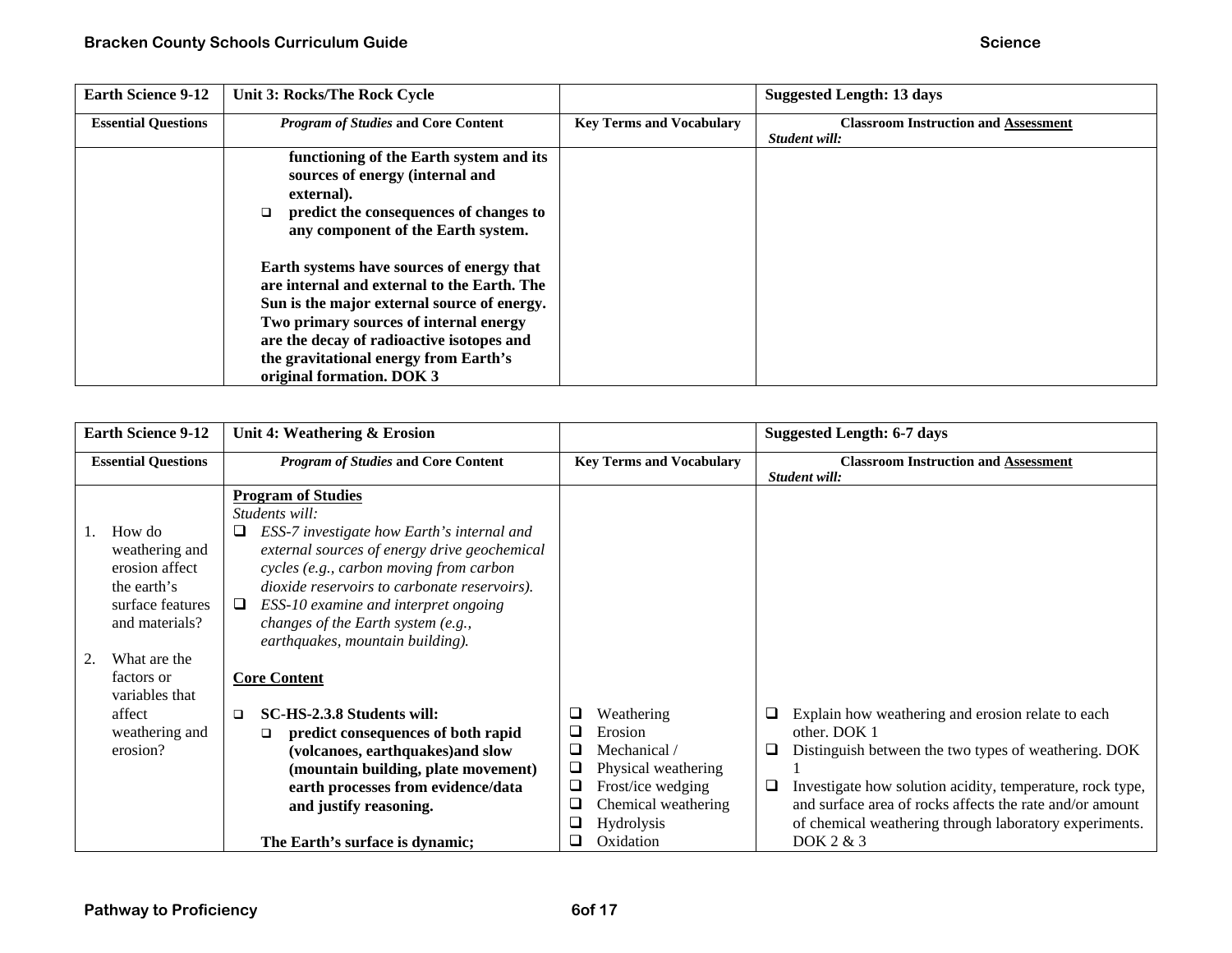| Earth Science 9-12 | Unit 3: Rocks/The Rock Cycle | | Suggested Length: 13 days |
|---|---|---|---|
| **Essential Questions** | ***Program of Studies* and Core Content** | **Key Terms and Vocabulary** | **Classroom Instruction and Assessment** *Student will:* |
| | **functioning of the Earth system and its sources of energy (internal and external).**<br>❑ **predict the consequences of changes to any component of the Earth system.**<br><br>**Earth systems have sources of energy that are internal and external to the Earth. The Sun is the major external source of energy. Two primary sources of internal energy are the decay of radioactive isotopes and the gravitational energy from Earth's original formation. DOK 3** | | |

| Earth Science 9-12 | Unit 4: Weathering & Erosion | | Suggested Length: 6-7 days |
|---|---|---|---|
| **Essential Questions** | ***Program of Studies* and Core Content** | **Key Terms and Vocabulary** | **Classroom Instruction and Assessment** *Student will:* |
| 1. How do weathering and erosion affect the earth's surface features and materials?<br><br>2. What are the factors or variables that affect weathering and erosion? | **Program of Studies**<br>*Students will:*<br>❑ *ESS-7 investigate how Earth's internal and external sources of energy drive geochemical cycles (e.g., carbon moving from carbon dioxide reservoirs to carbonate reservoirs).*<br>❑ *ESS-10 examine and interpret ongoing changes of the Earth system (e.g., earthquakes, mountain building).*<br><br>**Core Content**<br><br>❑ **SC-HS-2.3.8 Students will:**<br>❑ **predict consequences of both rapid (volcanoes, earthquakes)and slow (mountain building, plate movement) earth processes from evidence/data and justify reasoning.**<br><br>**The Earth's surface is dynamic;** | ❑ Weathering<br>❑ Erosion<br>❑ Mechanical / Physical weathering<br>❑ Frost/ice wedging<br>❑ Chemical weathering<br>❑ Hydrolysis<br>❑ Oxidation | ❑ Explain how weathering and erosion relate to each other. DOK 1<br>❑ Distinguish between the two types of weathering. DOK 1<br>❑ Investigate how solution acidity, temperature, rock type, and surface area of rocks affects the rate and/or amount of chemical weathering through laboratory experiments. DOK 2 & 3 |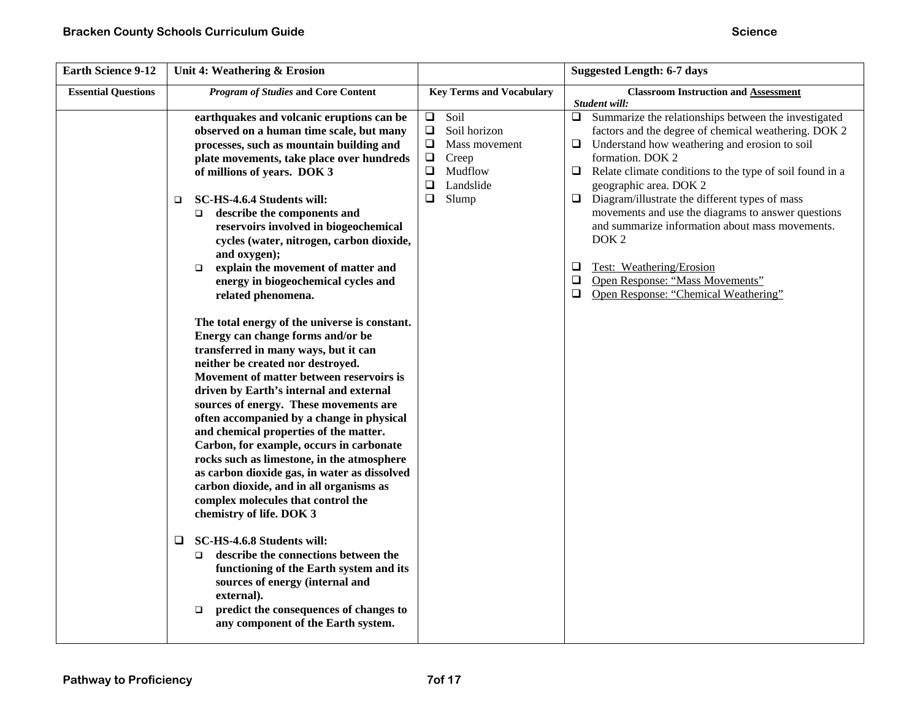| Earth Science 9-12 | Unit 4: Weathering & Erosion | | Suggested Length: 6-7 days |
|---|---|---|---|
| **Essential Questions** | ***Program of Studies* and Core Content** | **Key Terms and Vocabulary** | **Classroom Instruction and <u>Assessment</u>**<br>***Student will:*** |
| | **earthquakes and volcanic eruptions can be observed on a human time scale, but many processes, such as mountain building and plate movements, take place over hundreds of millions of years. DOK 3**<br><br>❑ **SC-HS-4.6.4 Students will:**<br>❑ **describe the components and reservoirs involved in biogeochemical cycles (water, nitrogen, carbon dioxide, and oxygen);**<br>❑ **explain the movement of matter and energy in biogeochemical cycles and related phenomena.**<br><br>**The total energy of the universe is constant. Energy can change forms and/or be transferred in many ways, but it can neither be created nor destroyed. Movement of matter between reservoirs is driven by Earth's internal and external sources of energy. These movements are often accompanied by a change in physical and chemical properties of the matter. Carbon, for example, occurs in carbonate rocks such as limestone, in the atmosphere as carbon dioxide gas, in water as dissolved carbon dioxide, and in all organisms as complex molecules that control the chemistry of life. DOK 3**<br><br>❑ **SC-HS-4.6.8 Students will:**<br>❑ **describe the connections between the functioning of the Earth system and its sources of energy (internal and external).**<br>❑ **predict the consequences of changes to any component of the Earth system.** | ❑ Soil<br>❑ Soil horizon<br>❑ Mass movement<br>❑ Creep<br>❑ Mudflow<br>❑ Landslide<br>❑ Slump | ❑ Summarize the relationships between the investigated factors and the degree of chemical weathering. DOK 2<br>❑ Understand how weathering and erosion to soil formation. DOK 2<br>❑ Relate climate conditions to the type of soil found in a geographic area. DOK 2<br>❑ Diagram/illustrate the different types of mass movements and use the diagrams to answer questions and summarize information about mass movements. DOK 2<br><br>❑ <u>Test: Weathering/Erosion</u><br>❑ <u>Open Response: "Mass Movements"</u><br>❑ <u>Open Response: "Chemical Weathering"</u> |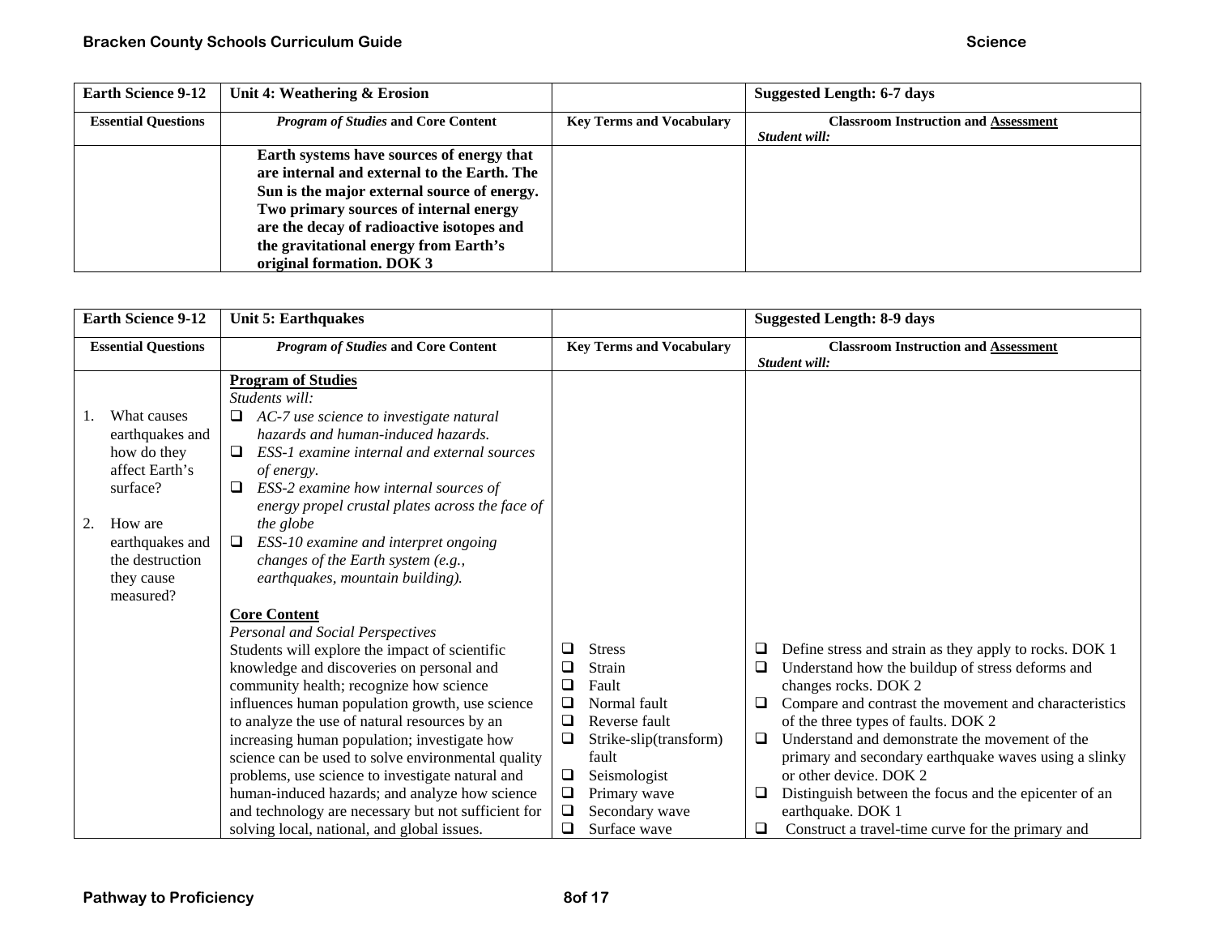| Earth Science 9-12 | Unit 4: Weathering & Erosion | | Suggested Length: 6-7 days |
|---|---|---|---|
| **Essential Questions** | ***Program of Studies* and Core Content** | **Key Terms and Vocabulary** | **Classroom Instruction and Assessment** *Student will:* |
| | **Earth systems have sources of energy that are internal and external to the Earth. The Sun is the major external source of energy. Two primary sources of internal energy are the decay of radioactive isotopes and the gravitational energy from Earth's original formation. DOK 3** | | |

| Earth Science 9-12 | Unit 5: Earthquakes | | Suggested Length: 8-9 days |
|---|---|---|---|
| **Essential Questions** | ***Program of Studies* and Core Content** | **Key Terms and Vocabulary** | **Classroom Instruction and Assessment** *Student will:* |
| 1. What causes earthquakes and how do they affect Earth's surface?<br><br>2. How are earthquakes and the destruction they cause measured? | **Program of Studies**<br>*Students will:*<br>❑ *AC-7 use science to investigate natural hazards and human-induced hazards.*<br>❑ *ESS-1 examine internal and external sources of energy.*<br>❑ *ESS-2 examine how internal sources of energy propel crustal plates across the face of the globe*<br>❑ *ESS-10 examine and interpret ongoing changes of the Earth system (e.g., earthquakes, mountain building).*<br><br>**Core Content**<br>*Personal and Social Perspectives*<br>Students will explore the impact of scientific knowledge and discoveries on personal and community health; recognize how science influences human population growth, use science to analyze the use of natural resources by an increasing human population; investigate how science can be used to solve environmental quality problems, use science to investigate natural and human-induced hazards; and analyze how science and technology are necessary but not sufficient for solving local, national, and global issues. | ❑ Stress<br>❑ Strain<br>❑ Fault<br>❑ Normal fault<br>❑ Reverse fault<br>❑ Strike-slip(transform) fault<br>❑ Seismologist<br>❑ Primary wave<br>❑ Secondary wave<br>❑ Surface wave | ❑ Define stress and strain as they apply to rocks. DOK 1<br>❑ Understand how the buildup of stress deforms and changes rocks. DOK 2<br>❑ Compare and contrast the movement and characteristics of the three types of faults. DOK 2<br>❑ Understand and demonstrate the movement of the primary and secondary earthquake waves using a slinky or other device. DOK 2<br>❑ Distinguish between the focus and the epicenter of an earthquake. DOK 1<br>❑ Construct a travel-time curve for the primary and |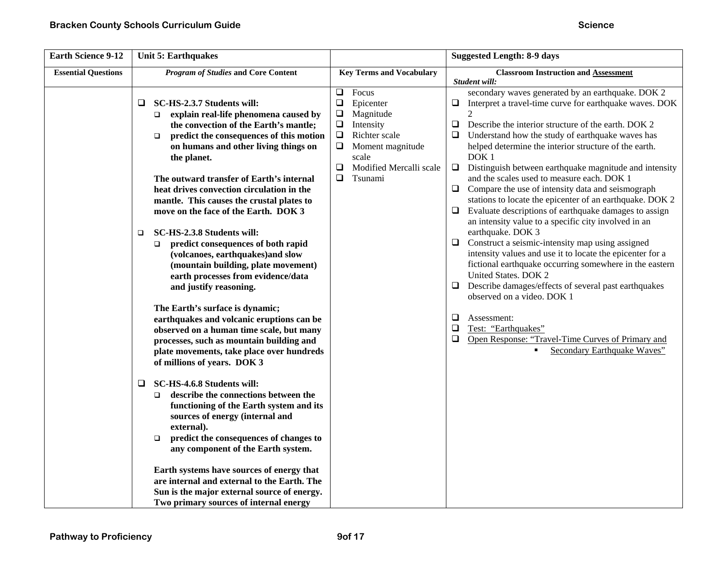| Earth Science 9-12 | Unit 5: Earthquakes | | Suggested Length: 8-9 days |
|---|---|---|---|
| **Essential Questions** | ***Program of Studies* and Core Content** | **Key Terms and Vocabulary** | **Classroom Instruction and Assessment** *Student will:* |
| | ❑ **SC-HS-2.3.7 Students will:** <br> ❑ **explain real-life phenomena caused by the convection of the Earth's mantle;** <br> ❑ **predict the consequences of this motion on humans and other living things on the planet.** <br><br> **The outward transfer of Earth's internal heat drives convection circulation in the mantle. This causes the crustal plates to move on the face of the Earth. DOK 3** <br><br> ❑ **SC-HS-2.3.8 Students will:** <br> ❑ **predict consequences of both rapid (volcanoes, earthquakes)and slow (mountain building, plate movement) earth processes from evidence/data and justify reasoning.** <br><br> **The Earth's surface is dynamic; earthquakes and volcanic eruptions can be observed on a human time scale, but many processes, such as mountain building and plate movements, take place over hundreds of millions of years. DOK 3** <br><br> ❑ **SC-HS-4.6.8 Students will:** <br> ❑ **describe the connections between the functioning of the Earth system and its sources of energy (internal and external).** <br> ❑ **predict the consequences of changes to any component of the Earth system.** <br><br> **Earth systems have sources of energy that are internal and external to the Earth. The Sun is the major external source of energy. Two primary sources of internal energy** | ❑ Focus <br> ❑ Epicenter <br> ❑ Magnitude <br> ❑ Intensity <br> ❑ Richter scale <br> ❑ Moment magnitude scale <br> ❑ Modified Mercalli scale <br> ❑ Tsunami | secondary waves generated by an earthquake. DOK 2 <br> ❑ Interpret a travel-time curve for earthquake waves. DOK 2 <br> ❑ Describe the interior structure of the earth. DOK 2 <br> ❑ Understand how the study of earthquake waves has helped determine the interior structure of the earth. DOK 1 <br> ❑ Distinguish between earthquake magnitude and intensity and the scales used to measure each. DOK 1 <br> ❑ Compare the use of intensity data and seismograph stations to locate the epicenter of an earthquake. DOK 2 <br> ❑ Evaluate descriptions of earthquake damages to assign an intensity value to a specific city involved in an earthquake. DOK 3 <br> ❑ Construct a seismic-intensity map using assigned intensity values and use it to locate the epicenter for a fictional earthquake occurring somewhere in the eastern United States. DOK 2 <br> ❑ Describe damages/effects of several past earthquakes observed on a video. DOK 1 <br><br> ❑ Assessment: <br> ❑ <u>Test: "Earthquakes"</u> <br> ❑ <u>Open Response: "Travel-Time Curves of Primary and Secondary Earthquake Waves"</u> |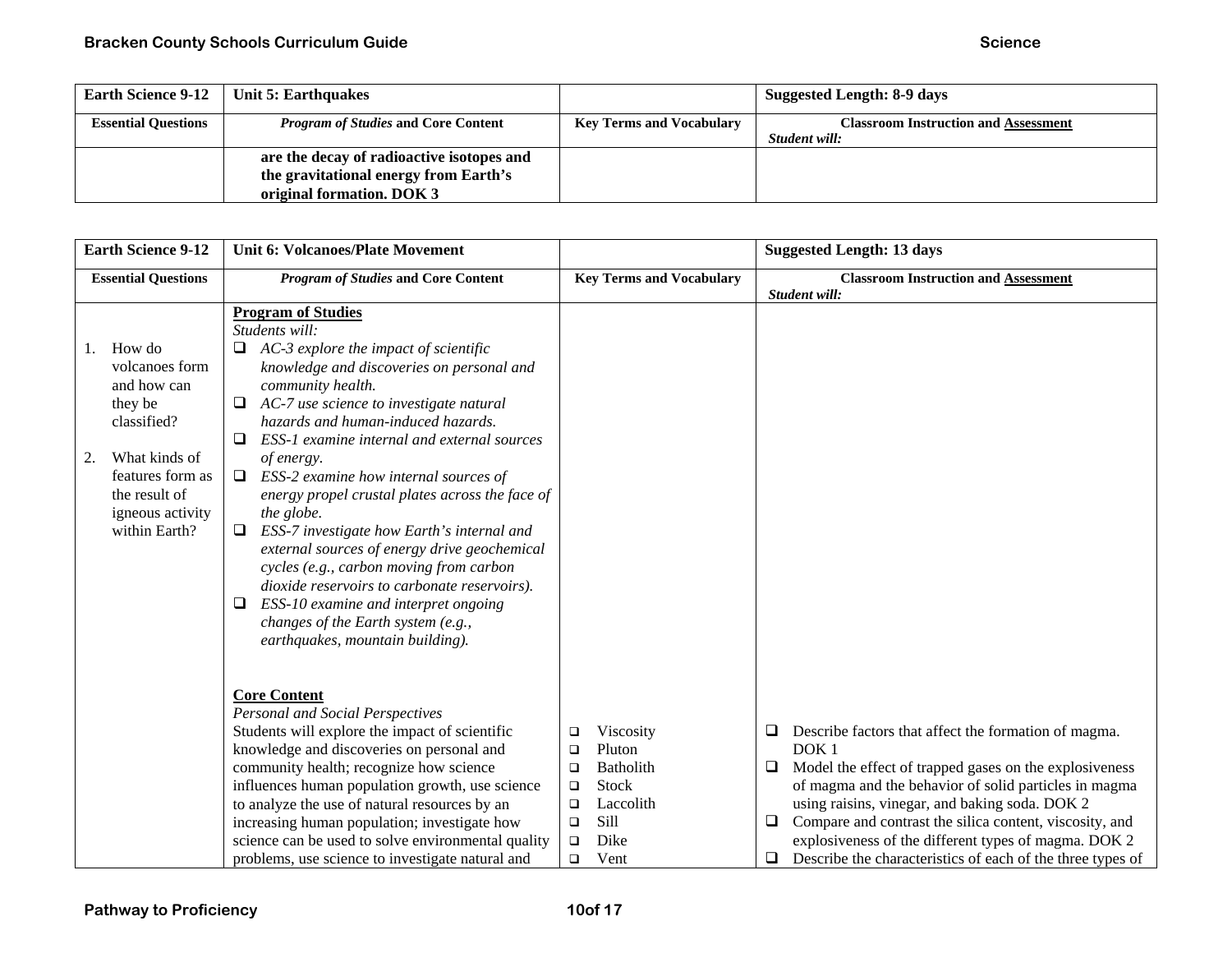| Earth Science 9-12 | Unit 5: Earthquakes | | Suggested Length: 8-9 days |
|---|---|---|---|
| **Essential Questions** | ***Program of Studies* and Core Content** | **Key Terms and Vocabulary** | **Classroom Instruction and Assessment** *Student will:* |
| | **are the decay of radioactive isotopes and the gravitational energy from Earth's original formation. DOK 3** | | |

| Earth Science 9-12 | Unit 6: Volcanoes/Plate Movement | | Suggested Length: 13 days |
|---|---|---|---|
| **Essential Questions** | ***Program of Studies* and Core Content** | **Key Terms and Vocabulary** | **Classroom Instruction and Assessment** *Student will:* |
| 1. How do volcanoes form and how can they be classified?<br><br>2. What kinds of features form as the result of igneous activity within Earth? | **Program of Studies**<br>*Students will:*<br>❑ *AC-3 explore the impact of scientific knowledge and discoveries on personal and community health.*<br>❑ *AC-7 use science to investigate natural hazards and human-induced hazards.*<br>❑ *ESS-1 examine internal and external sources of energy.*<br>❑ *ESS-2 examine how internal sources of energy propel crustal plates across the face of the globe.*<br>❑ *ESS-7 investigate how Earth's internal and external sources of energy drive geochemical cycles (e.g., carbon moving from carbon dioxide reservoirs to carbonate reservoirs).*<br>❑ *ESS-10 examine and interpret ongoing changes of the Earth system (e.g., earthquakes, mountain building).* | | |
| | **Core Content**<br>*Personal and Social Perspectives*<br>Students will explore the impact of scientific knowledge and discoveries on personal and community health; recognize how science influences human population growth, use science to analyze the use of natural resources by an increasing human population; investigate how science can be used to solve environmental quality problems, use science to investigate natural and | ❑ Viscosity<br>❑ Pluton<br>❑ Batholith<br>❑ Stock<br>❑ Laccolith<br>❑ Sill<br>❑ Dike<br>❑ Vent | ❑ Describe factors that affect the formation of magma. DOK 1<br>❑ Model the effect of trapped gases on the explosiveness of magma and the behavior of solid particles in magma using raisins, vinegar, and baking soda. DOK 2<br>❑ Compare and contrast the silica content, viscosity, and explosiveness of the different types of magma. DOK 2<br>❑ Describe the characteristics of each of the three types of |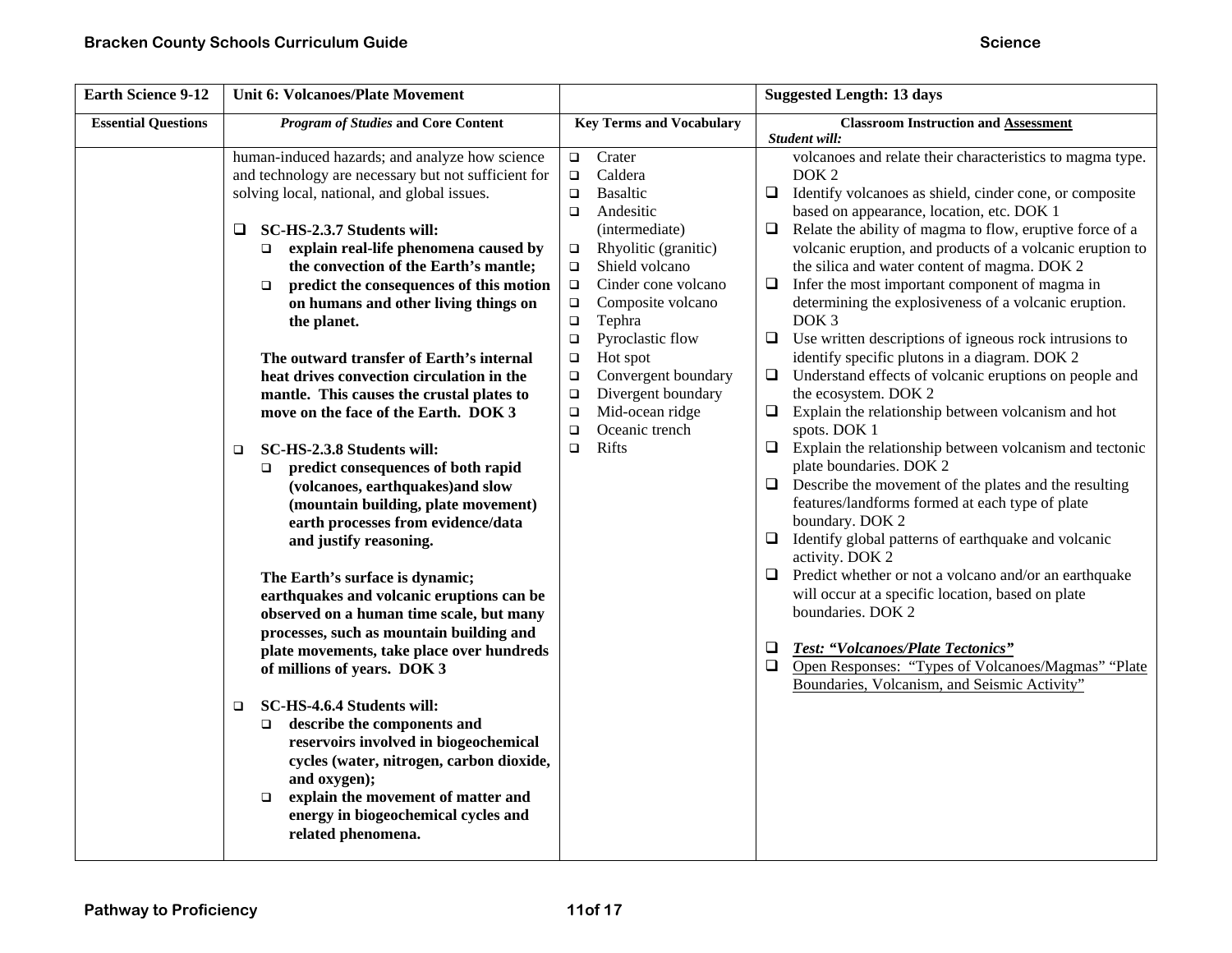| Earth Science 9-12 | Unit 6: Volcanoes/Plate Movement | | Suggested Length: 13 days |
|---|---|---|---|
| **Essential Questions** | ***Program of Studies* and Core Content** | **Key Terms and Vocabulary** | **Classroom Instruction and Assessment** *Student will:* |
| | human-induced hazards; and analyze how science and technology are necessary but not sufficient for solving local, national, and global issues.<br><br>❑ **SC-HS-2.3.7 Students will:**<br>❑ **explain real-life phenomena caused by the convection of the Earth's mantle;**<br>❑ **predict the consequences of this motion on humans and other living things on the planet.**<br><br>**The outward transfer of Earth's internal heat drives convection circulation in the mantle. This causes the crustal plates to move on the face of the Earth. DOK 3**<br><br>❑ **SC-HS-2.3.8 Students will:**<br>❑ **predict consequences of both rapid (volcanoes, earthquakes)and slow (mountain building, plate movement) earth processes from evidence/data and justify reasoning.**<br><br>**The Earth's surface is dynamic; earthquakes and volcanic eruptions can be observed on a human time scale, but many processes, such as mountain building and plate movements, take place over hundreds of millions of years. DOK 3**<br><br>❑ **SC-HS-4.6.4 Students will:**<br>❑ **describe the components and reservoirs involved in biogeochemical cycles (water, nitrogen, carbon dioxide, and oxygen);**<br>❑ **explain the movement of matter and energy in biogeochemical cycles and related phenomena.** | ❑ Crater<br>❑ Caldera<br>❑ Basaltic<br>❑ Andesitic (intermediate)<br>❑ Rhyolitic (granitic)<br>❑ Shield volcano<br>❑ Cinder cone volcano<br>❑ Composite volcano<br>❑ Tephra<br>❑ Pyroclastic flow<br>❑ Hot spot<br>❑ Convergent boundary<br>❑ Divergent boundary<br>❑ Mid-ocean ridge<br>❑ Oceanic trench<br>❑ Rifts | volcanoes and relate their characteristics to magma type. DOK 2<br>❑ Identify volcanoes as shield, cinder cone, or composite based on appearance, location, etc. DOK 1<br>❑ Relate the ability of magma to flow, eruptive force of a volcanic eruption, and products of a volcanic eruption to the silica and water content of magma. DOK 2<br>❑ Infer the most important component of magma in determining the explosiveness of a volcanic eruption. DOK 3<br>❑ Use written descriptions of igneous rock intrusions to identify specific plutons in a diagram. DOK 2<br>❑ Understand effects of volcanic eruptions on people and the ecosystem. DOK 2<br>❑ Explain the relationship between volcanism and hot spots. DOK 1<br>❑ Explain the relationship between volcanism and tectonic plate boundaries. DOK 2<br>❑ Describe the movement of the plates and the resulting features/landforms formed at each type of plate boundary. DOK 2<br>❑ Identify global patterns of earthquake and volcanic activity. DOK 2<br>❑ Predict whether or not a volcano and/or an earthquake will occur at a specific location, based on plate boundaries. DOK 2<br><br>❑ ***Test: "Volcanoes/Plate Tectonics"***<br>❑ Open Responses: "Types of Volcanoes/Magmas" "Plate Boundaries, Volcanism, and Seismic Activity" |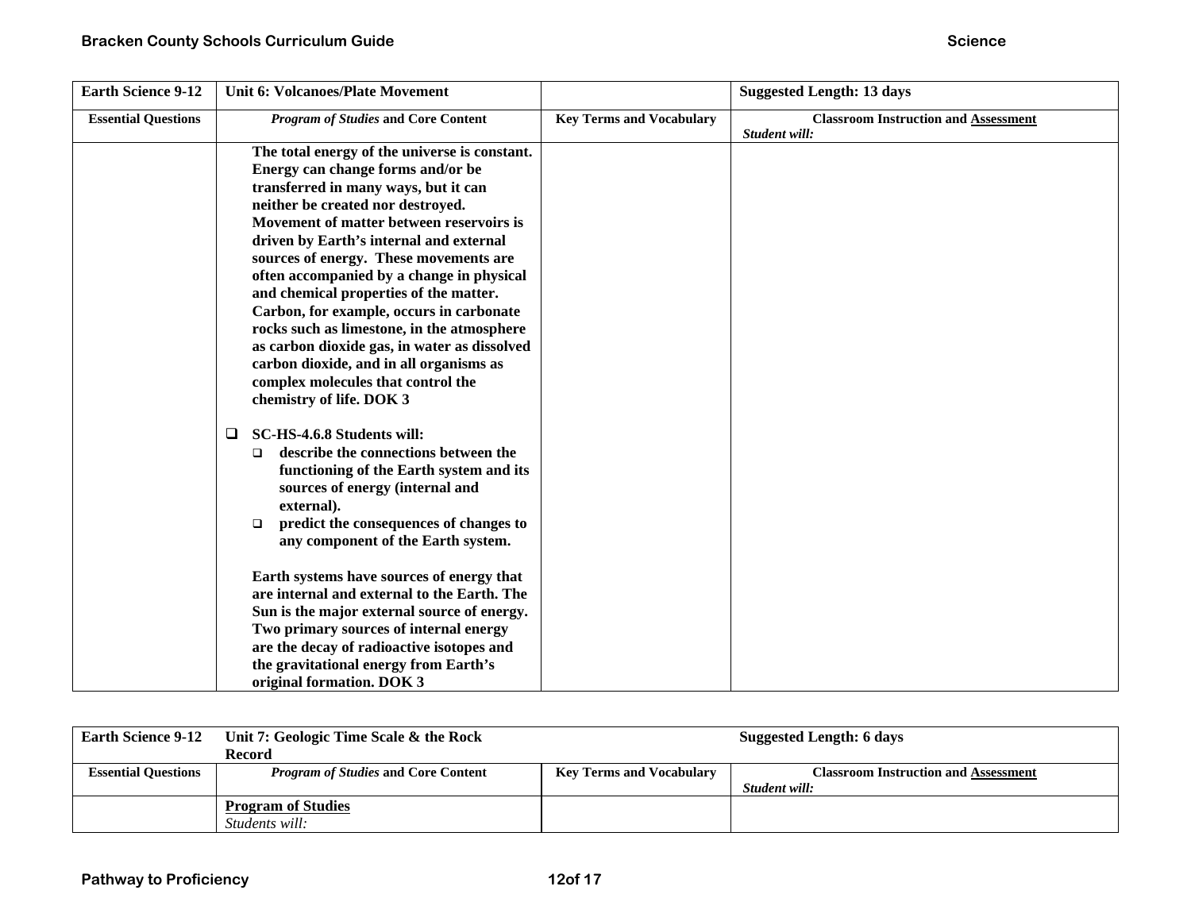| Earth Science 9-12 | Unit 6: Volcanoes/Plate Movement | | Suggested Length: 13 days |
|---|---|---|---|
| **Essential Questions** | ***Program of Studies* and Core Content** | **Key Terms and Vocabulary** | **Classroom Instruction and Assessment** *Student will:* |
| | **The total energy of the universe is constant. Energy can change forms and/or be transferred in many ways, but it can neither be created nor destroyed. Movement of matter between reservoirs is driven by Earth's internal and external sources of energy. These movements are often accompanied by a change in physical and chemical properties of the matter. Carbon, for example, occurs in carbonate rocks such as limestone, in the atmosphere as carbon dioxide gas, in water as dissolved carbon dioxide, and in all organisms as complex molecules that control the chemistry of life. DOK 3**<br><br>❑ **SC-HS-4.6.8 Students will:**<br>❑ **describe the connections between the functioning of the Earth system and its sources of energy (internal and external).**<br>❑ **predict the consequences of changes to any component of the Earth system.**<br><br>**Earth systems have sources of energy that are internal and external to the Earth. The Sun is the major external source of energy. Two primary sources of internal energy are the decay of radioactive isotopes and the gravitational energy from Earth's original formation. DOK 3** | | |

| Earth Science 9-12 | Unit 7: Geologic Time Scale & the Rock Record | | Suggested Length: 6 days |
|---|---|---|---|
| **Essential Questions** | ***Program of Studies* and Core Content** | **Key Terms and Vocabulary** | **Classroom Instruction and Assessment** *Student will:* |
| | **Program of Studies**<br>*Students will:* | | |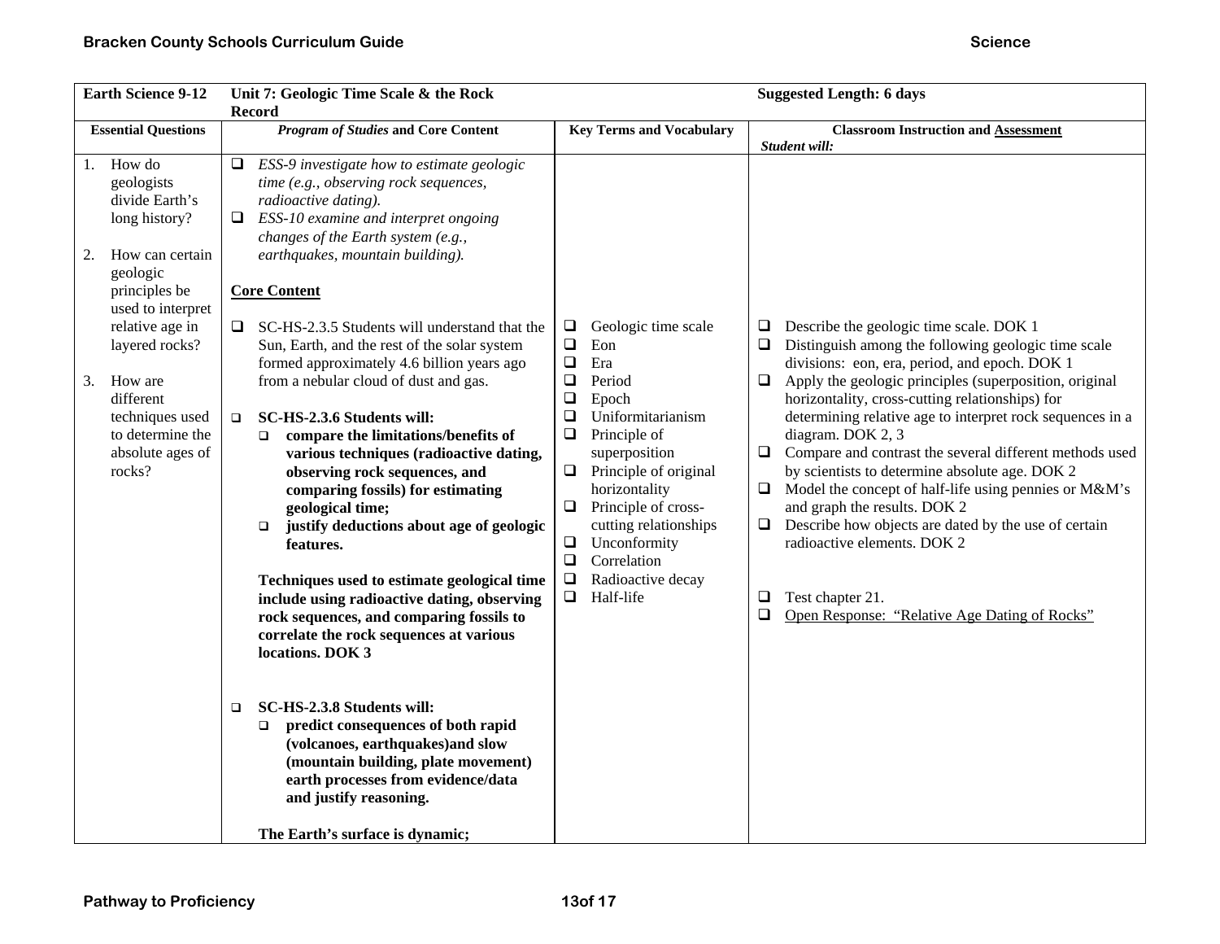| Earth Science 9-12 | Unit 7: Geologic Time Scale & the Rock Record | | Suggested Length: 6 days |
|---|---|---|---|
| **Essential Questions** | ***Program of Studies* and Core Content** | **Key Terms and Vocabulary** | **Classroom Instruction and Assessment**<br>***Student will:*** |
| 1. How do geologists divide Earth's long history?<br><br>2. How can certain geologic principles be used to interpret relative age in layered rocks?<br><br>3. How are different techniques used to determine the absolute ages of rocks? | ❑ *ESS-9 investigate how to estimate geologic time (e.g., observing rock sequences, radioactive dating).*<br>❑ *ESS-10 examine and interpret ongoing changes of the Earth system (e.g., earthquakes, mountain building).*<br><br>**Core Content**<br><br>❑ SC-HS-2.3.5 Students will understand that the Sun, Earth, and the rest of the solar system formed approximately 4.6 billion years ago from a nebular cloud of dust and gas.<br><br>❑ **SC-HS-2.3.6 Students will:**<br>❑ **compare the limitations/benefits of various techniques (radioactive dating, observing rock sequences, and comparing fossils) for estimating geological time;**<br>❑ **justify deductions about age of geologic features.**<br><br>**Techniques used to estimate geological time include using radioactive dating, observing rock sequences, and comparing fossils to correlate the rock sequences at various locations. DOK 3**<br><br>❑ **SC-HS-2.3.8 Students will:**<br>❑ **predict consequences of both rapid (volcanoes, earthquakes)and slow (mountain building, plate movement) earth processes from evidence/data and justify reasoning.**<br><br>**The Earth's surface is dynamic;** | ❑ Geologic time scale<br>❑ Eon<br>❑ Era<br>❑ Period<br>❑ Epoch<br>❑ Uniformitarianism<br>❑ Principle of superposition<br>❑ Principle of original horizontality<br>❑ Principle of cross-cutting relationships<br>❑ Unconformity<br>❑ Correlation<br>❑ Radioactive decay<br>❑ Half-life | ❑ Describe the geologic time scale. DOK 1<br>❑ Distinguish among the following geologic time scale divisions: eon, era, period, and epoch. DOK 1<br>❑ Apply the geologic principles (superposition, original horizontality, cross-cutting relationships) for determining relative age to interpret rock sequences in a diagram. DOK 2, 3<br>❑ Compare and contrast the several different methods used by scientists to determine absolute age. DOK 2<br>❑ Model the concept of half-life using pennies or M&M's and graph the results. DOK 2<br>❑ Describe how objects are dated by the use of certain radioactive elements. DOK 2<br><br>❑ Test chapter 21.<br>❑ <u>Open Response: "Relative Age Dating of Rocks"</u> |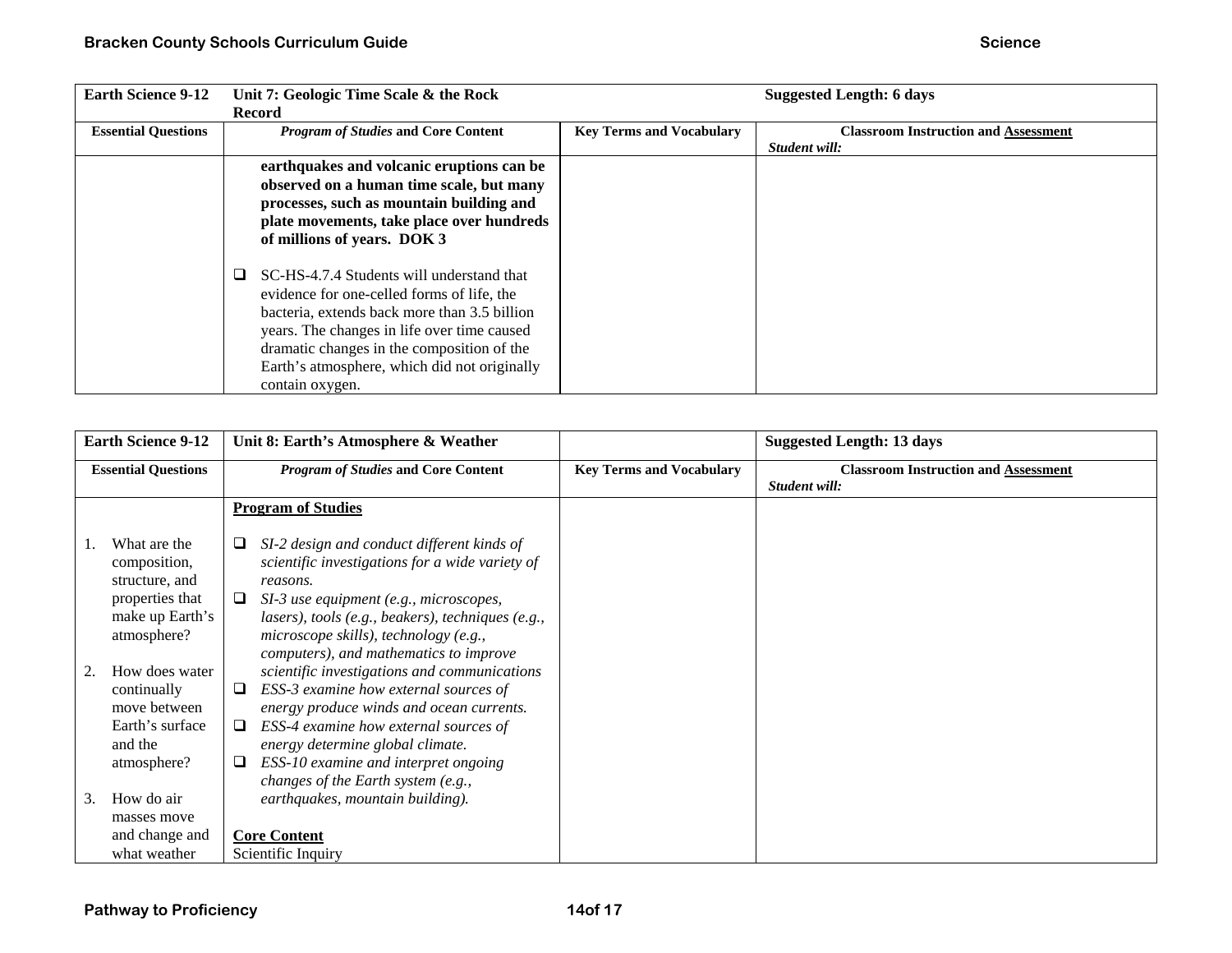| Earth Science 9-12 | Unit 7: Geologic Time Scale & the Rock Record | | Suggested Length: 6 days |
|---|---|---|---|
| **Essential Questions** | ***Program of Studies* and Core Content** | **Key Terms and Vocabulary** | **Classroom Instruction and Assessment** *Student will:* |
| | **earthquakes and volcanic eruptions can be observed on a human time scale, but many processes, such as mountain building and plate movements, take place over hundreds of millions of years. DOK 3**<br><br>❑ SC-HS-4.7.4 Students will understand that evidence for one-celled forms of life, the bacteria, extends back more than 3.5 billion years. The changes in life over time caused dramatic changes in the composition of the Earth's atmosphere, which did not originally contain oxygen. | | |

| Earth Science 9-12 | Unit 8: Earth's Atmosphere & Weather | | Suggested Length: 13 days |
|---|---|---|---|
| **Essential Questions** | ***Program of Studies* and Core Content** | **Key Terms and Vocabulary** | **Classroom Instruction and Assessment** *Student will:* |
| 1. What are the composition, structure, and properties that make up Earth's atmosphere?<br><br>2. How does water continually move between Earth's surface and the atmosphere?<br><br>3. How do air masses move and change and what weather | **Program of Studies**<br><br>❑ *SI-2 design and conduct different kinds of scientific investigations for a wide variety of reasons.*<br>❑ *SI-3 use equipment (e.g., microscopes, lasers), tools (e.g., beakers), techniques (e.g., microscope skills), technology (e.g., computers), and mathematics to improve scientific investigations and communications*<br>❑ *ESS-3 examine how external sources of energy produce winds and ocean currents.*<br>❑ *ESS-4 examine how external sources of energy determine global climate.*<br>❑ *ESS-10 examine and interpret ongoing changes of the Earth system (e.g., earthquakes, mountain building).*<br><br>**Core Content**<br>Scientific Inquiry | | |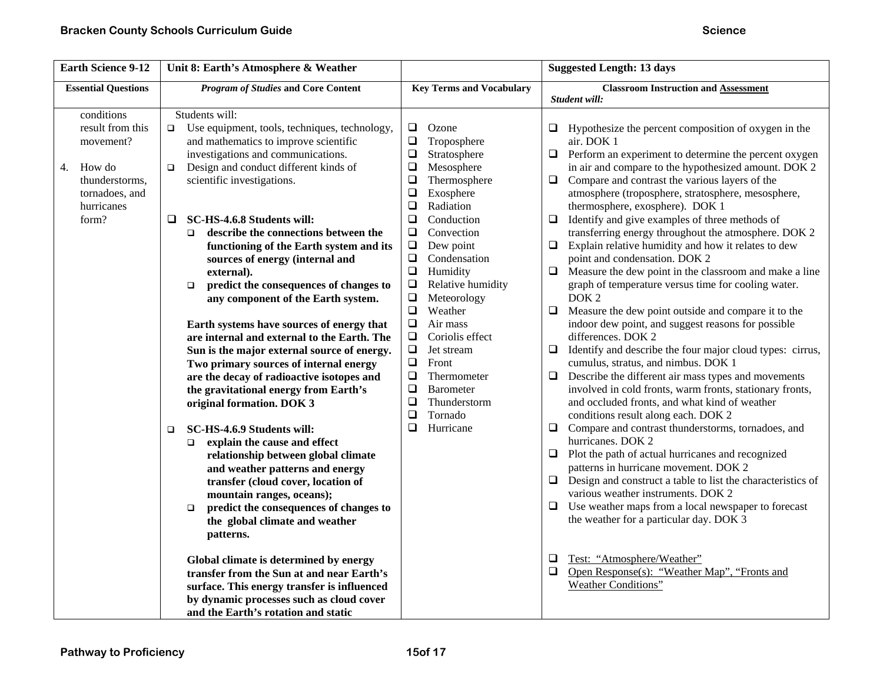| Earth Science 9-12 | Unit 8: Earth's Atmosphere & Weather | | Suggested Length: 13 days |
|---|---|---|---|
| **Essential Questions** | ***Program of Studies* and Core Content** | **Key Terms and Vocabulary** | **Classroom Instruction and Assessment**<br>***Student will:*** |
| conditions result from this movement?<br><br>4. How do thunderstorms, tornadoes, and hurricanes form? | Students will:<br>❑ Use equipment, tools, techniques, technology, and mathematics to improve scientific investigations and communications.<br>❑ Design and conduct different kinds of scientific investigations.<br><br>❑ **SC-HS-4.6.8 Students will:**<br>❑ **describe the connections between the functioning of the Earth system and its sources of energy (internal and external).**<br>❑ **predict the consequences of changes to any component of the Earth system.**<br><br>**Earth systems have sources of energy that are internal and external to the Earth. The Sun is the major external source of energy. Two primary sources of internal energy are the decay of radioactive isotopes and the gravitational energy from Earth's original formation. DOK 3**<br><br>❑ **SC-HS-4.6.9 Students will:**<br>❑ **explain the cause and effect relationship between global climate and weather patterns and energy transfer (cloud cover, location of mountain ranges, oceans);**<br>❑ **predict the consequences of changes to the global climate and weather patterns.**<br><br>**Global climate is determined by energy transfer from the Sun at and near Earth's surface. This energy transfer is influenced by dynamic processes such as cloud cover and the Earth's rotation and static** | ❑ Ozone<br>❑ Troposphere<br>❑ Stratosphere<br>❑ Mesosphere<br>❑ Thermosphere<br>❑ Exosphere<br>❑ Radiation<br>❑ Conduction<br>❑ Convection<br>❑ Dew point<br>❑ Condensation<br>❑ Humidity<br>❑ Relative humidity<br>❑ Meteorology<br>❑ Weather<br>❑ Air mass<br>❑ Coriolis effect<br>❑ Jet stream<br>❑ Front<br>❑ Thermometer<br>❑ Barometer<br>❑ Thunderstorm<br>❑ Tornado<br>❑ Hurricane | ❑ Hypothesize the percent composition of oxygen in the air. DOK 1<br>❑ Perform an experiment to determine the percent oxygen in air and compare to the hypothesized amount. DOK 2<br>❑ Compare and contrast the various layers of the atmosphere (troposphere, stratosphere, mesosphere, thermosphere, exosphere). DOK 1<br>❑ Identify and give examples of three methods of transferring energy throughout the atmosphere. DOK 2<br>❑ Explain relative humidity and how it relates to dew point and condensation. DOK 2<br>❑ Measure the dew point in the classroom and make a line graph of temperature versus time for cooling water. DOK 2<br>❑ Measure the dew point outside and compare it to the indoor dew point, and suggest reasons for possible differences. DOK 2<br>❑ Identify and describe the four major cloud types: cirrus, cumulus, stratus, and nimbus. DOK 1<br>❑ Describe the different air mass types and movements involved in cold fronts, warm fronts, stationary fronts, and occluded fronts, and what kind of weather conditions result along each. DOK 2<br>❑ Compare and contrast thunderstorms, tornadoes, and hurricanes. DOK 2<br>❑ Plot the path of actual hurricanes and recognized patterns in hurricane movement. DOK 2<br>❑ Design and construct a table to list the characteristics of various weather instruments. DOK 2<br>❑ Use weather maps from a local newspaper to forecast the weather for a particular day. DOK 3<br><br>❑ Test: "Atmosphere/Weather"<br>❑ Open Response(s): "Weather Map", "Fronts and Weather Conditions" |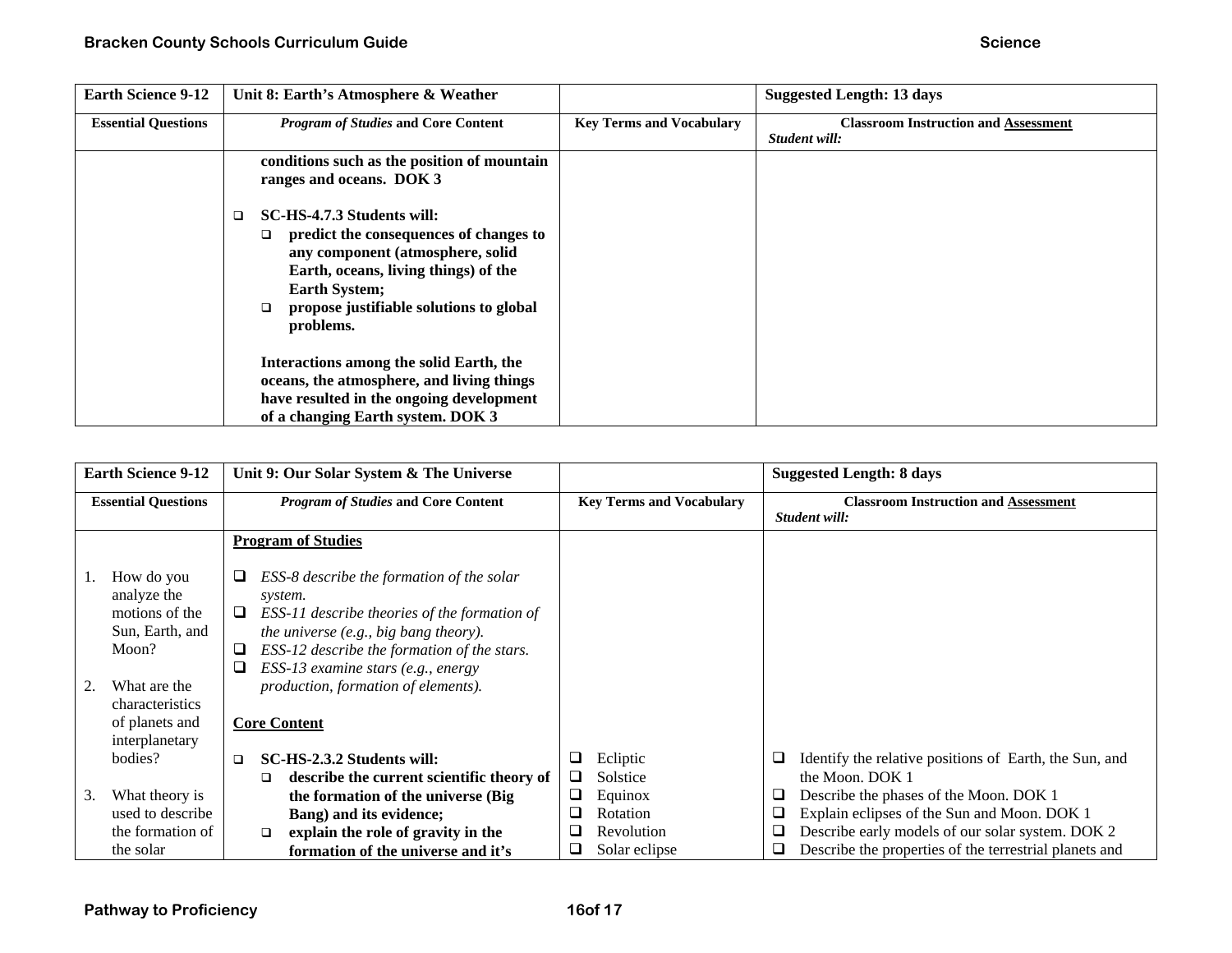| Earth Science 9-12 | Unit 8: Earth's Atmosphere & Weather | | Suggested Length: 13 days |
|---|---|---|---|
| **Essential Questions** | ***Program of Studies* and Core Content** | **Key Terms and Vocabulary** | **Classroom Instruction and Assessment** *Student will:* |
| | **conditions such as the position of mountain ranges and oceans. DOK 3**<br><br>❑ **SC-HS-4.7.3 Students will:**<br>❑ **predict the consequences of changes to any component (atmosphere, solid Earth, oceans, living things) of the Earth System;**<br>❑ **propose justifiable solutions to global problems.**<br><br>**Interactions among the solid Earth, the oceans, the atmosphere, and living things have resulted in the ongoing development of a changing Earth system. DOK 3** | | |

| Earth Science 9-12 | Unit 9: Our Solar System & The Universe | | Suggested Length: 8 days |
|---|---|---|---|
| **Essential Questions** | ***Program of Studies* and Core Content** | **Key Terms and Vocabulary** | **Classroom Instruction and Assessment** *Student will:* |
| 1. How do you analyze the motions of the Sun, Earth, and Moon?<br><br>2. What are the characteristics of planets and interplanetary bodies?<br><br>3. What theory is used to describe the formation of the solar | **Program of Studies**<br><br>❑ *ESS-8 describe the formation of the solar system.*<br>❑ *ESS-11 describe theories of the formation of the universe (e.g., big bang theory).*<br>❑ *ESS-12 describe the formation of the stars.*<br>❑ *ESS-13 examine stars (e.g., energy production, formation of elements).*<br><br>**Core Content**<br><br>❑ **SC-HS-2.3.2 Students will:**<br>❑ **describe the current scientific theory of the formation of the universe (Big Bang) and its evidence;**<br>❑ **explain the role of gravity in the formation of the universe and it's** | ❑ Ecliptic<br>❑ Solstice<br>❑ Equinox<br>❑ Rotation<br>❑ Revolution<br>❑ Solar eclipse | ❑ Identify the relative positions of Earth, the Sun, and the Moon. DOK 1<br>❑ Describe the phases of the Moon. DOK 1<br>❑ Explain eclipses of the Sun and Moon. DOK 1<br>❑ Describe early models of our solar system. DOK 2<br>❑ Describe the properties of the terrestrial planets and |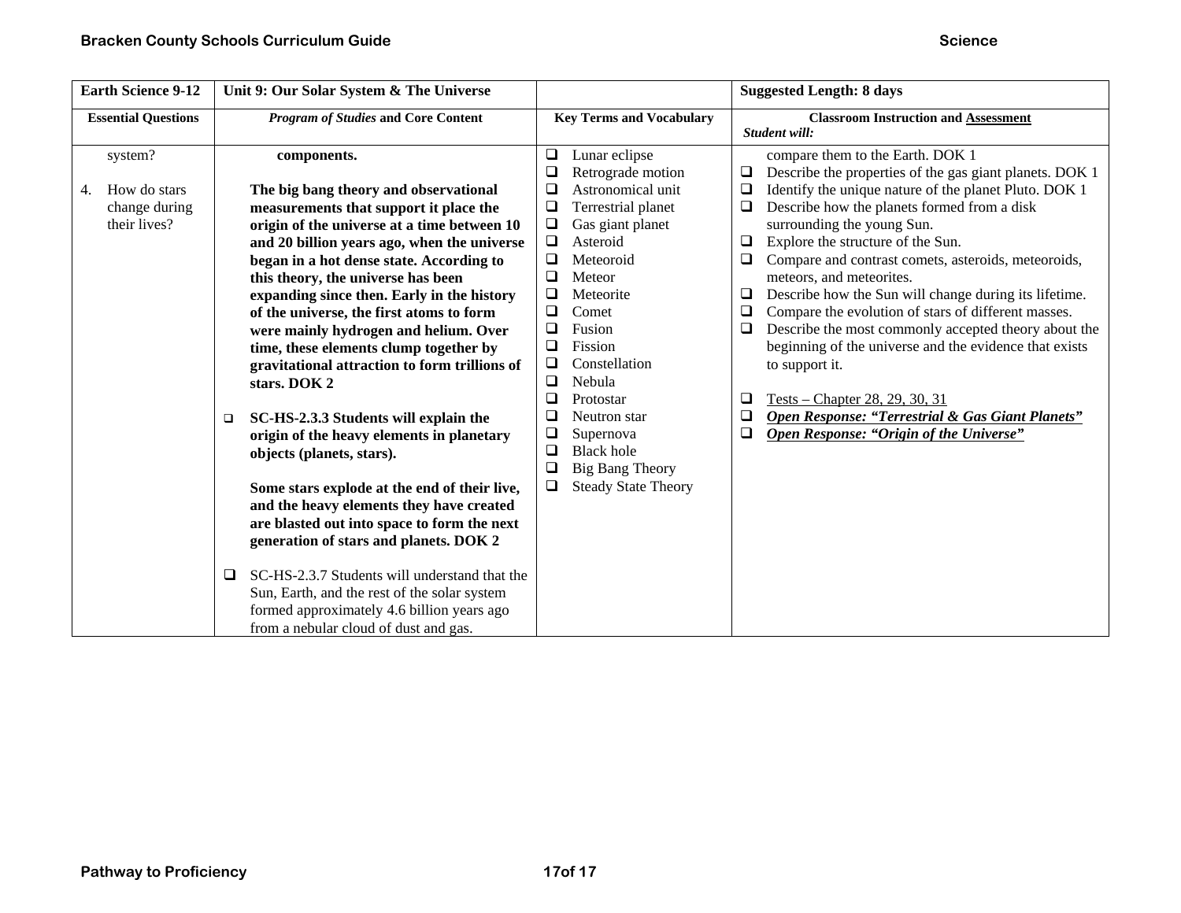| Earth Science 9-12 | Unit 9: Our Solar System & The Universe | | Suggested Length: 8 days |
|---|---|---|---|
| **Essential Questions** | ***Program of Studies* and Core Content** | **Key Terms and Vocabulary** | **Classroom Instruction and <u>Assessment</u>** *Student will:* |
| system?<br><br>4. How do stars change during their lives? | **components.**<br><br>**The big bang theory and observational measurements that support it place the origin of the universe at a time between 10 and 20 billion years ago, when the universe began in a hot dense state. According to this theory, the universe has been expanding since then. Early in the history of the universe, the first atoms to form were mainly hydrogen and helium. Over time, these elements clump together by gravitational attraction to form trillions of stars. DOK 2**<br><br>❑ **SC-HS-2.3.3 Students will explain the origin of the heavy elements in planetary objects (planets, stars).**<br><br>**Some stars explode at the end of their live, and the heavy elements they have created are blasted out into space to form the next generation of stars and planets. DOK 2**<br><br>❑ SC-HS-2.3.7 Students will understand that the Sun, Earth, and the rest of the solar system formed approximately 4.6 billion years ago from a nebular cloud of dust and gas. | ❑ Lunar eclipse<br>❑ Retrograde motion<br>❑ Astronomical unit<br>❑ Terrestrial planet<br>❑ Gas giant planet<br>❑ Asteroid<br>❑ Meteoroid<br>❑ Meteor<br>❑ Meteorite<br>❑ Comet<br>❑ Fusion<br>❑ Fission<br>❑ Constellation<br>❑ Nebula<br>❑ Protostar<br>❑ Neutron star<br>❑ Supernova<br>❑ Black hole<br>❑ Big Bang Theory<br>❑ Steady State Theory | compare them to the Earth. DOK 1<br>❑ Describe the properties of the gas giant planets. DOK 1<br>❑ Identify the unique nature of the planet Pluto. DOK 1<br>❑ Describe how the planets formed from a disk surrounding the young Sun.<br>❑ Explore the structure of the Sun.<br>❑ Compare and contrast comets, asteroids, meteoroids, meteors, and meteorites.<br>❑ Describe how the Sun will change during its lifetime.<br>❑ Compare the evolution of stars of different masses.<br>❑ Describe the most commonly accepted theory about the beginning of the universe and the evidence that exists to support it.<br><br>❑ <u>Tests – Chapter 28, 29, 30, 31</u><br>❑ ***<u>Open Response: "Terrestrial & Gas Giant Planets"</u>***<br>❑ ***<u>Open Response: "Origin of the Universe"</u>*** |